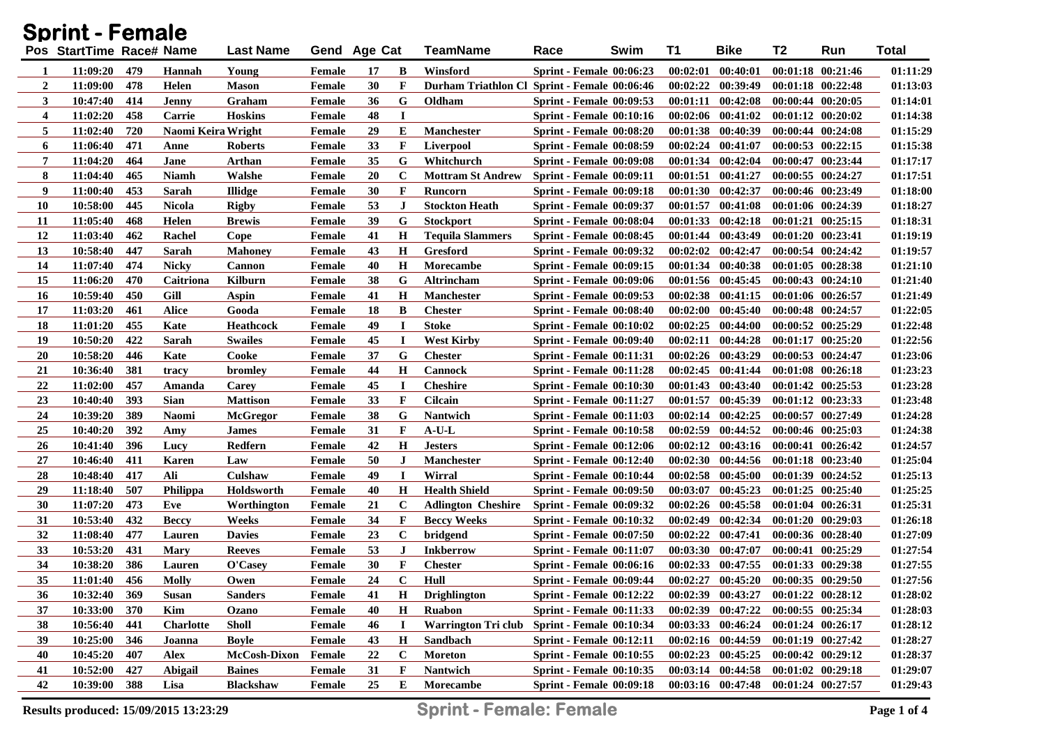# Sprint - Female

| Pos | StartTime | Race# | Name | Last Name | Gend | Age | Cat | TeamName | Race | Swim | T1 | Bike | T2 | Run | Total |
|---|---|---|---|---|---|---|---|---|---|---|---|---|---|---|---|
| 1 | 11:09:20 | 479 | Hannah | Young | Female | 17 | B | Winsford | Sprint - Female | 00:06:23 | 00:02:01 | 00:40:01 | 00:01:18 | 00:21:46 | 01:11:29 |
| 2 | 11:09:00 | 478 | Helen | Mason | Female | 30 | F | Durham Triathlon Cl | Sprint - Female | 00:06:46 | 00:02:22 | 00:39:49 | 00:01:18 | 00:22:48 | 01:13:03 |
| 3 | 10:47:40 | 414 | Jenny | Graham | Female | 36 | G | Oldham | Sprint - Female | 00:09:53 | 00:01:11 | 00:42:08 | 00:00:44 | 00:20:05 | 01:14:01 |
| 4 | 11:02:20 | 458 | Carrie | Hoskins | Female | 48 | I | | Sprint - Female | 00:10:16 | 00:02:06 | 00:41:02 | 00:01:12 | 00:20:02 | 01:14:38 |
| 5 | 11:02:40 | 720 | Naomi Keira | Wright | Female | 29 | E | Manchester | Sprint - Female | 00:08:20 | 00:01:38 | 00:40:39 | 00:00:44 | 00:24:08 | 01:15:29 |
| 6 | 11:06:40 | 471 | Anne | Roberts | Female | 33 | F | Liverpool | Sprint - Female | 00:08:59 | 00:02:24 | 00:41:07 | 00:00:53 | 00:22:15 | 01:15:38 |
| 7 | 11:04:20 | 464 | Jane | Arthan | Female | 35 | G | Whitchurch | Sprint - Female | 00:09:08 | 00:01:34 | 00:42:04 | 00:00:47 | 00:23:44 | 01:17:17 |
| 8 | 11:04:40 | 465 | Niamh | Walshe | Female | 20 | C | Mottram St Andrew | Sprint - Female | 00:09:11 | 00:01:51 | 00:41:27 | 00:00:55 | 00:24:27 | 01:17:51 |
| 9 | 11:00:40 | 453 | Sarah | Illidge | Female | 30 | F | Runcorn | Sprint - Female | 00:09:18 | 00:01:30 | 00:42:37 | 00:00:46 | 00:23:49 | 01:18:00 |
| 10 | 10:58:00 | 445 | Nicola | Rigby | Female | 53 | J | Stockton Heath | Sprint - Female | 00:09:37 | 00:01:57 | 00:41:08 | 00:01:06 | 00:24:39 | 01:18:27 |
| 11 | 11:05:40 | 468 | Helen | Brewis | Female | 39 | G | Stockport | Sprint - Female | 00:08:04 | 00:01:33 | 00:42:18 | 00:01:21 | 00:25:15 | 01:18:31 |
| 12 | 11:03:40 | 462 | Rachel | Cope | Female | 41 | H | Tequila Slammers | Sprint - Female | 00:08:45 | 00:01:44 | 00:43:49 | 00:01:20 | 00:23:41 | 01:19:19 |
| 13 | 10:58:40 | 447 | Sarah | Mahoney | Female | 43 | H | Gresford | Sprint - Female | 00:09:32 | 00:02:02 | 00:42:47 | 00:00:54 | 00:24:42 | 01:19:57 |
| 14 | 11:07:40 | 474 | Nicky | Cannon | Female | 40 | H | Morecambe | Sprint - Female | 00:09:15 | 00:01:34 | 00:40:38 | 00:01:05 | 00:28:38 | 01:21:10 |
| 15 | 11:06:20 | 470 | Caitriona | Kilburn | Female | 38 | G | Altrincham | Sprint - Female | 00:09:06 | 00:01:56 | 00:45:45 | 00:00:43 | 00:24:10 | 01:21:40 |
| 16 | 10:59:40 | 450 | Gill | Aspin | Female | 41 | H | Manchester | Sprint - Female | 00:09:53 | 00:02:38 | 00:41:15 | 00:01:06 | 00:26:57 | 01:21:49 |
| 17 | 11:03:20 | 461 | Alice | Gooda | Female | 18 | B | Chester | Sprint - Female | 00:08:40 | 00:02:00 | 00:45:40 | 00:00:48 | 00:24:57 | 01:22:05 |
| 18 | 11:01:20 | 455 | Kate | Heathcock | Female | 49 | I | Stoke | Sprint - Female | 00:10:02 | 00:02:25 | 00:44:00 | 00:00:52 | 00:25:29 | 01:22:48 |
| 19 | 10:50:20 | 422 | Sarah | Swailes | Female | 45 | I | West Kirby | Sprint - Female | 00:09:40 | 00:02:11 | 00:44:28 | 00:01:17 | 00:25:20 | 01:22:56 |
| 20 | 10:58:20 | 446 | Kate | Cooke | Female | 37 | G | Chester | Sprint - Female | 00:11:31 | 00:02:26 | 00:43:29 | 00:00:53 | 00:24:47 | 01:23:06 |
| 21 | 10:36:40 | 381 | tracy | bromley | Female | 44 | H | Cannock | Sprint - Female | 00:11:28 | 00:02:45 | 00:41:44 | 00:01:08 | 00:26:18 | 01:23:23 |
| 22 | 11:02:00 | 457 | Amanda | Carey | Female | 45 | I | Cheshire | Sprint - Female | 00:10:30 | 00:01:43 | 00:43:40 | 00:01:42 | 00:25:53 | 01:23:28 |
| 23 | 10:40:40 | 393 | Sian | Mattison | Female | 33 | F | Cilcain | Sprint - Female | 00:11:27 | 00:01:57 | 00:45:39 | 00:01:12 | 00:23:33 | 01:23:48 |
| 24 | 10:39:20 | 389 | Naomi | McGregor | Female | 38 | G | Nantwich | Sprint - Female | 00:11:03 | 00:02:14 | 00:42:25 | 00:00:57 | 00:27:49 | 01:24:28 |
| 25 | 10:40:20 | 392 | Amy | James | Female | 31 | F | A-U-L | Sprint - Female | 00:10:58 | 00:02:59 | 00:44:52 | 00:00:46 | 00:25:03 | 01:24:38 |
| 26 | 10:41:40 | 396 | Lucy | Redfern | Female | 42 | H | Jesters | Sprint - Female | 00:12:06 | 00:02:12 | 00:43:16 | 00:00:41 | 00:26:42 | 01:24:57 |
| 27 | 10:46:40 | 411 | Karen | Law | Female | 50 | J | Manchester | Sprint - Female | 00:12:40 | 00:02:30 | 00:44:56 | 00:01:18 | 00:23:40 | 01:25:04 |
| 28 | 10:48:40 | 417 | Ali | Culshaw | Female | 49 | I | Wirral | Sprint - Female | 00:10:44 | 00:02:58 | 00:45:00 | 00:01:39 | 00:24:52 | 01:25:13 |
| 29 | 11:18:40 | 507 | Philippa | Holdsworth | Female | 40 | H | Health Shield | Sprint - Female | 00:09:50 | 00:03:07 | 00:45:23 | 00:01:25 | 00:25:40 | 01:25:25 |
| 30 | 11:07:20 | 473 | Eve | Worthington | Female | 21 | C | Adlington Cheshire | Sprint - Female | 00:09:32 | 00:02:26 | 00:45:58 | 00:01:04 | 00:26:31 | 01:25:31 |
| 31 | 10:53:40 | 432 | Beccy | Weeks | Female | 34 | F | Beccy Weeks | Sprint - Female | 00:10:32 | 00:02:49 | 00:42:34 | 00:01:20 | 00:29:03 | 01:26:18 |
| 32 | 11:08:40 | 477 | Lauren | Davies | Female | 23 | C | bridgend | Sprint - Female | 00:07:50 | 00:02:22 | 00:47:41 | 00:00:36 | 00:28:40 | 01:27:09 |
| 33 | 10:53:20 | 431 | Mary | Reeves | Female | 53 | J | Inkberrow | Sprint - Female | 00:11:07 | 00:03:30 | 00:47:07 | 00:00:41 | 00:25:29 | 01:27:54 |
| 34 | 10:38:20 | 386 | Lauren | O'Casey | Female | 30 | F | Chester | Sprint - Female | 00:06:16 | 00:02:33 | 00:47:55 | 00:01:33 | 00:29:38 | 01:27:55 |
| 35 | 11:01:40 | 456 | Molly | Owen | Female | 24 | C | Hull | Sprint - Female | 00:09:44 | 00:02:27 | 00:45:20 | 00:00:35 | 00:29:50 | 01:27:56 |
| 36 | 10:32:40 | 369 | Susan | Sanders | Female | 41 | H | Drighlington | Sprint - Female | 00:12:22 | 00:02:39 | 00:43:27 | 00:01:22 | 00:28:12 | 01:28:02 |
| 37 | 10:33:00 | 370 | Kim | Ozano | Female | 40 | H | Ruabon | Sprint - Female | 00:11:33 | 00:02:39 | 00:47:22 | 00:00:55 | 00:25:34 | 01:28:03 |
| 38 | 10:56:40 | 441 | Charlotte | Sholl | Female | 46 | I | Warrington Tri club | Sprint - Female | 00:10:34 | 00:03:33 | 00:46:24 | 00:01:24 | 00:26:17 | 01:28:12 |
| 39 | 10:25:00 | 346 | Joanna | Boyle | Female | 43 | H | Sandbach | Sprint - Female | 00:12:11 | 00:02:16 | 00:44:59 | 00:01:19 | 00:27:42 | 01:28:27 |
| 40 | 10:45:20 | 407 | Alex | McCosh-Dixon | Female | 22 | C | Moreton | Sprint - Female | 00:10:55 | 00:02:23 | 00:45:25 | 00:00:42 | 00:29:12 | 01:28:37 |
| 41 | 10:52:00 | 427 | Abigail | Baines | Female | 31 | F | Nantwich | Sprint - Female | 00:10:35 | 00:03:14 | 00:44:58 | 00:01:02 | 00:29:18 | 01:29:07 |
| 42 | 10:39:00 | 388 | Lisa | Blackshaw | Female | 25 | E | Morecambe | Sprint - Female | 00:09:18 | 00:03:16 | 00:47:48 | 00:01:24 | 00:27:57 | 01:29:43 |

Results produced: 15/09/2015 13:23:29

Sprint - Female: Female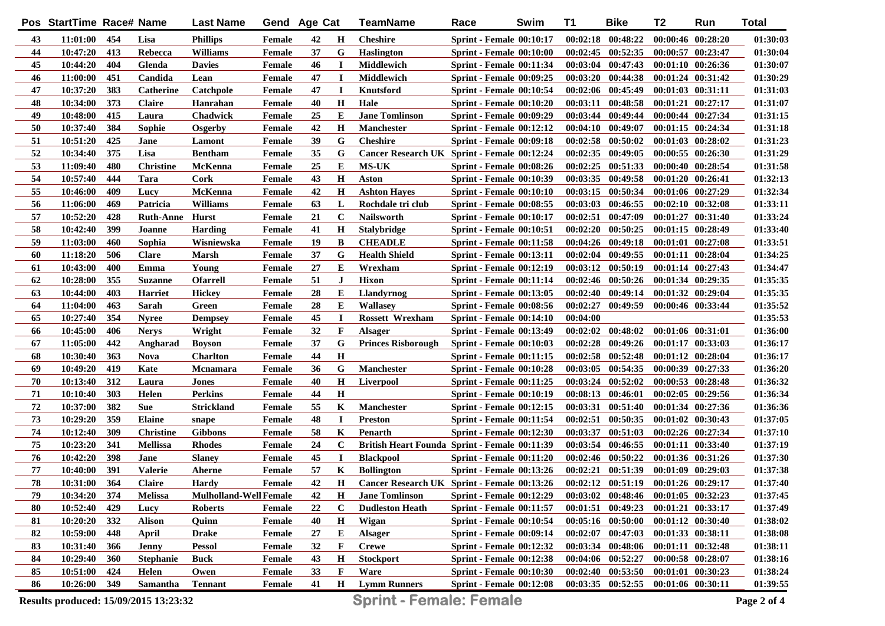| Pos | StartTime | Race# | Name | Last Name | Gend | Age | Cat | TeamName | Race | Swim | T1 | Bike | T2 | Run | Total |
|---|---|---|---|---|---|---|---|---|---|---|---|---|---|---|---|
| 43 | 11:01:00 | 454 | Lisa | Phillips | Female | 42 | H | Cheshire | Sprint - Female | 00:10:17 | 00:02:18 | 00:48:22 | 00:00:46 | 00:28:20 | 01:30:03 |
| 44 | 10:47:20 | 413 | Rebecca | Williams | Female | 37 | G | Haslington | Sprint - Female | 00:10:00 | 00:02:45 | 00:52:35 | 00:00:57 | 00:23:47 | 01:30:04 |
| 45 | 10:44:20 | 404 | Glenda | Davies | Female | 46 | I | Middlewich | Sprint - Female | 00:11:34 | 00:03:04 | 00:47:43 | 00:01:10 | 00:26:36 | 01:30:07 |
| 46 | 11:00:00 | 451 | Candida | Lean | Female | 47 | I | Middlewich | Sprint - Female | 00:09:25 | 00:03:20 | 00:44:38 | 00:01:24 | 00:31:42 | 01:30:29 |
| 47 | 10:37:20 | 383 | Catherine | Catchpole | Female | 47 | I | Knutsford | Sprint - Female | 00:10:54 | 00:02:06 | 00:45:49 | 00:01:03 | 00:31:11 | 01:31:03 |
| 48 | 10:34:00 | 373 | Claire | Hanrahan | Female | 40 | H | Hale | Sprint - Female | 00:10:20 | 00:03:11 | 00:48:58 | 00:01:21 | 00:27:17 | 01:31:07 |
| 49 | 10:48:00 | 415 | Laura | Chadwick | Female | 25 | E | Jane Tomlinson | Sprint - Female | 00:09:29 | 00:03:44 | 00:49:44 | 00:00:44 | 00:27:34 | 01:31:15 |
| 50 | 10:37:40 | 384 | Sophie | Osgerby | Female | 42 | H | Manchester | Sprint - Female | 00:12:12 | 00:04:10 | 00:49:07 | 00:01:15 | 00:24:34 | 01:31:18 |
| 51 | 10:51:20 | 425 | Jane | Lamont | Female | 39 | G | Cheshire | Sprint - Female | 00:09:18 | 00:02:58 | 00:50:02 | 00:01:03 | 00:28:02 | 01:31:23 |
| 52 | 10:34:40 | 375 | Lisa | Bentham | Female | 35 | G | Cancer Research UK | Sprint - Female | 00:12:24 | 00:02:35 | 00:49:05 | 00:00:55 | 00:26:30 | 01:31:29 |
| 53 | 11:09:40 | 480 | Christine | McKenna | Female | 25 | E | MS-UK | Sprint - Female | 00:08:26 | 00:02:25 | 00:51:33 | 00:00:40 | 00:28:54 | 01:31:58 |
| 54 | 10:57:40 | 444 | Tara | Cork | Female | 43 | H | Aston | Sprint - Female | 00:10:39 | 00:03:35 | 00:49:58 | 00:01:20 | 00:26:41 | 01:32:13 |
| 55 | 10:46:00 | 409 | Lucy | McKenna | Female | 42 | H | Ashton Hayes | Sprint - Female | 00:10:10 | 00:03:15 | 00:50:34 | 00:01:06 | 00:27:29 | 01:32:34 |
| 56 | 11:06:00 | 469 | Patricia | Williams | Female | 63 | L | Rochdale tri club | Sprint - Female | 00:08:55 | 00:03:03 | 00:46:55 | 00:02:10 | 00:32:08 | 01:33:11 |
| 57 | 10:52:20 | 428 | Ruth-Anne | Hurst | Female | 21 | C | Nailsworth | Sprint - Female | 00:10:17 | 00:02:51 | 00:47:09 | 00:01:27 | 00:31:40 | 01:33:24 |
| 58 | 10:42:40 | 399 | Joanne | Harding | Female | 41 | H | Stalybridge | Sprint - Female | 00:10:51 | 00:02:20 | 00:50:25 | 00:01:15 | 00:28:49 | 01:33:40 |
| 59 | 11:03:00 | 460 | Sophia | Wisniewska | Female | 19 | B | CHEADLE | Sprint - Female | 00:11:58 | 00:04:26 | 00:49:18 | 00:01:01 | 00:27:08 | 01:33:51 |
| 60 | 11:18:20 | 506 | Clare | Marsh | Female | 37 | G | Health Shield | Sprint - Female | 00:13:11 | 00:02:04 | 00:49:55 | 00:01:11 | 00:28:04 | 01:34:25 |
| 61 | 10:43:00 | 400 | Emma | Young | Female | 27 | E | Wrexham | Sprint - Female | 00:12:19 | 00:03:12 | 00:50:19 | 00:01:14 | 00:27:43 | 01:34:47 |
| 62 | 10:28:00 | 355 | Suzanne | Ofarrell | Female | 51 | J | Hixon | Sprint - Female | 00:11:14 | 00:02:46 | 00:50:26 | 00:01:34 | 00:29:35 | 01:35:35 |
| 63 | 10:44:00 | 403 | Harriet | Hickey | Female | 28 | E | Llandyrnog | Sprint - Female | 00:13:05 | 00:02:40 | 00:49:14 | 00:01:32 | 00:29:04 | 01:35:35 |
| 64 | 11:04:00 | 463 | Sarah | Green | Female | 28 | E | Wallasey | Sprint - Female | 00:08:56 | 00:02:27 | 00:49:59 | 00:00:46 | 00:33:44 | 01:35:52 |
| 65 | 10:27:40 | 354 | Nyree | Dempsey | Female | 45 | I | Rossett Wrexham | Sprint - Female | 00:14:10 | 00:04:00 | | | | 01:35:53 |
| 66 | 10:45:00 | 406 | Nerys | Wright | Female | 32 | F | Alsager | Sprint - Female | 00:13:49 | 00:02:02 | 00:48:02 | 00:01:06 | 00:31:01 | 01:36:00 |
| 67 | 11:05:00 | 442 | Angharad | Boyson | Female | 37 | G | Princes Risborough | Sprint - Female | 00:10:03 | 00:02:28 | 00:49:26 | 00:01:17 | 00:33:03 | 01:36:17 |
| 68 | 10:30:40 | 363 | Nova | Charlton | Female | 44 | H | | Sprint - Female | 00:11:15 | 00:02:58 | 00:52:48 | 00:01:12 | 00:28:04 | 01:36:17 |
| 69 | 10:49:20 | 419 | Kate | Mcnamara | Female | 36 | G | Manchester | Sprint - Female | 00:10:28 | 00:03:05 | 00:54:35 | 00:00:39 | 00:27:33 | 01:36:20 |
| 70 | 10:13:40 | 312 | Laura | Jones | Female | 40 | H | Liverpool | Sprint - Female | 00:11:25 | 00:03:24 | 00:52:02 | 00:00:53 | 00:28:48 | 01:36:32 |
| 71 | 10:10:40 | 303 | Helen | Perkins | Female | 44 | H | | Sprint - Female | 00:10:19 | 00:08:13 | 00:46:01 | 00:02:05 | 00:29:56 | 01:36:34 |
| 72 | 10:37:00 | 382 | Sue | Strickland | Female | 55 | K | Manchester | Sprint - Female | 00:12:15 | 00:03:31 | 00:51:40 | 00:01:34 | 00:27:36 | 01:36:36 |
| 73 | 10:29:20 | 359 | Elaine | snape | Female | 48 | I | Preston | Sprint - Female | 00:11:54 | 00:02:51 | 00:50:35 | 00:01:02 | 00:30:43 | 01:37:05 |
| 74 | 10:12:40 | 309 | Christine | Gibbons | Female | 58 | K | Penarth | Sprint - Female | 00:12:30 | 00:03:37 | 00:51:03 | 00:02:26 | 00:27:34 | 01:37:10 |
| 75 | 10:23:20 | 341 | Mellissa | Rhodes | Female | 24 | C | British Heart Founda | Sprint - Female | 00:11:39 | 00:03:54 | 00:46:55 | 00:01:11 | 00:33:40 | 01:37:19 |
| 76 | 10:42:20 | 398 | Jane | Slaney | Female | 45 | I | Blackpool | Sprint - Female | 00:11:20 | 00:02:46 | 00:50:22 | 00:01:36 | 00:31:26 | 01:37:30 |
| 77 | 10:40:00 | 391 | Valerie | Aherne | Female | 57 | K | Bollington | Sprint - Female | 00:13:26 | 00:02:21 | 00:51:39 | 00:01:09 | 00:29:03 | 01:37:38 |
| 78 | 10:31:00 | 364 | Claire | Hardy | Female | 42 | H | Cancer Research UK | Sprint - Female | 00:13:26 | 00:02:12 | 00:51:19 | 00:01:26 | 00:29:17 | 01:37:40 |
| 79 | 10:34:20 | 374 | Melissa | Mulholland-Well | Female | 42 | H | Jane Tomlinson | Sprint - Female | 00:12:29 | 00:03:02 | 00:48:46 | 00:01:05 | 00:32:23 | 01:37:45 |
| 80 | 10:52:40 | 429 | Lucy | Roberts | Female | 22 | C | Dudleston Heath | Sprint - Female | 00:11:57 | 00:01:51 | 00:49:23 | 00:01:21 | 00:33:17 | 01:37:49 |
| 81 | 10:20:20 | 332 | Alison | Quinn | Female | 40 | H | Wigan | Sprint - Female | 00:10:54 | 00:05:16 | 00:50:00 | 00:01:12 | 00:30:40 | 01:38:02 |
| 82 | 10:59:00 | 448 | April | Drake | Female | 27 | E | Alsager | Sprint - Female | 00:09:14 | 00:02:07 | 00:47:03 | 00:01:33 | 00:38:11 | 01:38:08 |
| 83 | 10:31:40 | 366 | Jenny | Pessol | Female | 32 | F | Crewe | Sprint - Female | 00:12:32 | 00:03:34 | 00:48:06 | 00:01:11 | 00:32:48 | 01:38:11 |
| 84 | 10:29:40 | 360 | Stephanie | Buck | Female | 43 | H | Stockport | Sprint - Female | 00:12:38 | 00:04:06 | 00:52:27 | 00:00:58 | 00:28:07 | 01:38:16 |
| 85 | 10:51:00 | 424 | Helen | Owen | Female | 33 | F | Ware | Sprint - Female | 00:10:30 | 00:02:40 | 00:53:50 | 00:01:01 | 00:30:23 | 01:38:24 |
| 86 | 10:26:00 | 349 | Samantha | Tennant | Female | 41 | H | Lymm Runners | Sprint - Female | 00:12:08 | 00:03:35 | 00:52:55 | 00:01:06 | 00:30:11 | 01:39:55 |

Results produced: 15/09/2015 13:23:32

**Sprint - Female: Female**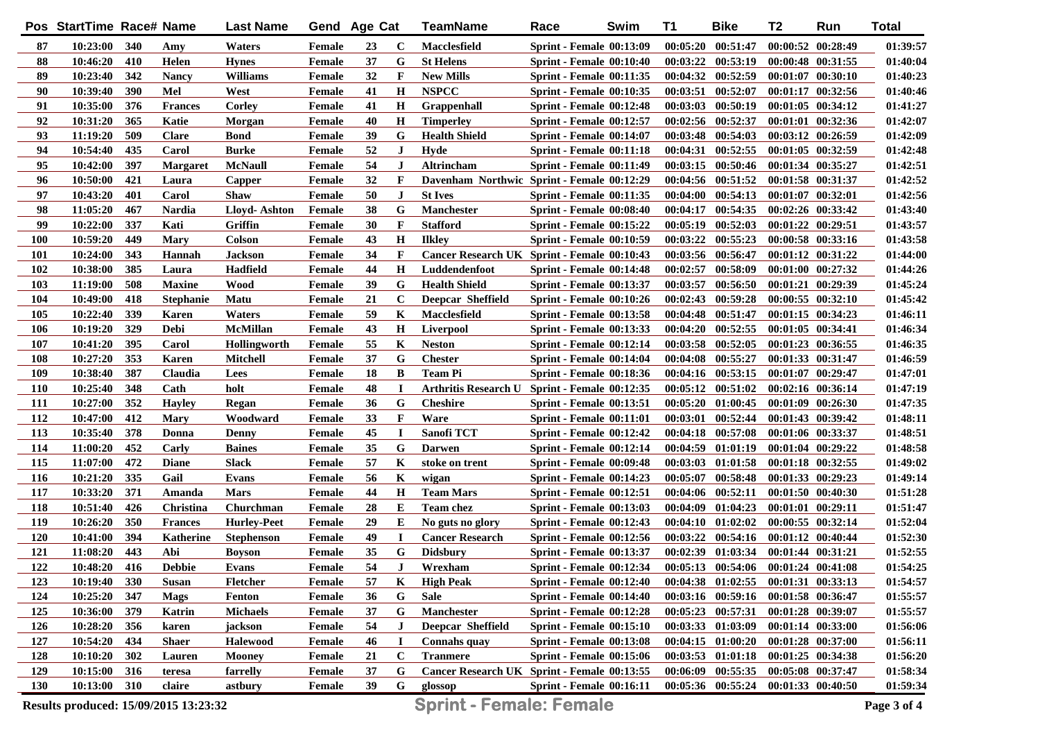| Pos | StartTime | Race# | Name | Last Name | Gend | Age | Cat | TeamName | Race | Swim | T1 | Bike | T2 | Run | Total |
|---|---|---|---|---|---|---|---|---|---|---|---|---|---|---|---|
| 87 | 10:23:00 | 340 | Amy | Waters | Female | 23 | C | Macclesfield | Sprint - Female | 00:13:09 | 00:05:20 | 00:51:47 | 00:00:52 | 00:28:49 | 01:39:57 |
| 88 | 10:46:20 | 410 | Helen | Hynes | Female | 37 | G | St Helens | Sprint - Female | 00:10:40 | 00:03:22 | 00:53:19 | 00:00:48 | 00:31:55 | 01:40:04 |
| 89 | 10:23:40 | 342 | Nancy | Williams | Female | 32 | F | New Mills | Sprint - Female | 00:11:35 | 00:04:32 | 00:52:59 | 00:01:07 | 00:30:10 | 01:40:23 |
| 90 | 10:39:40 | 390 | Mel | West | Female | 41 | H | NSPCC | Sprint - Female | 00:10:35 | 00:03:51 | 00:52:07 | 00:01:17 | 00:32:56 | 01:40:46 |
| 91 | 10:35:00 | 376 | Frances | Corley | Female | 41 | H | Grappenhall | Sprint - Female | 00:12:48 | 00:03:03 | 00:50:19 | 00:01:05 | 00:34:12 | 01:41:27 |
| 92 | 10:31:20 | 365 | Katie | Morgan | Female | 40 | H | Timperley | Sprint - Female | 00:12:57 | 00:02:56 | 00:52:37 | 00:01:01 | 00:32:36 | 01:42:07 |
| 93 | 11:19:20 | 509 | Clare | Bond | Female | 39 | G | Health Shield | Sprint - Female | 00:14:07 | 00:03:48 | 00:54:03 | 00:03:12 | 00:26:59 | 01:42:09 |
| 94 | 10:54:40 | 435 | Carol | Burke | Female | 52 | J | Hyde | Sprint - Female | 00:11:18 | 00:04:31 | 00:52:55 | 00:01:05 | 00:32:59 | 01:42:48 |
| 95 | 10:42:00 | 397 | Margaret | McNaull | Female | 54 | J | Altrincham | Sprint - Female | 00:11:49 | 00:03:15 | 00:50:46 | 00:01:34 | 00:35:27 | 01:42:51 |
| 96 | 10:50:00 | 421 | Laura | Capper | Female | 32 | F | Davenham Northwic | Sprint - Female | 00:12:29 | 00:04:56 | 00:51:52 | 00:01:58 | 00:31:37 | 01:42:52 |
| 97 | 10:43:20 | 401 | Carol | Shaw | Female | 50 | J | St Ives | Sprint - Female | 00:11:35 | 00:04:00 | 00:54:13 | 00:01:07 | 00:32:01 | 01:42:56 |
| 98 | 11:05:20 | 467 | Nardia | Lloyd- Ashton | Female | 38 | G | Manchester | Sprint - Female | 00:08:40 | 00:04:17 | 00:54:35 | 00:02:26 | 00:33:42 | 01:43:40 |
| 99 | 10:22:00 | 337 | Kati | Griffin | Female | 30 | F | Stafford | Sprint - Female | 00:15:22 | 00:05:19 | 00:52:03 | 00:01:22 | 00:29:51 | 01:43:57 |
| 100 | 10:59:20 | 449 | Mary | Colson | Female | 43 | H | Ilkley | Sprint - Female | 00:10:59 | 00:03:22 | 00:55:23 | 00:00:58 | 00:33:16 | 01:43:58 |
| 101 | 10:24:00 | 343 | Hannah | Jackson | Female | 34 | F | Cancer Research UK | Sprint - Female | 00:10:43 | 00:03:56 | 00:56:47 | 00:01:12 | 00:31:22 | 01:44:00 |
| 102 | 10:38:00 | 385 | Laura | Hadfield | Female | 44 | H | Luddendenfoot | Sprint - Female | 00:14:48 | 00:02:57 | 00:58:09 | 00:01:00 | 00:27:32 | 01:44:26 |
| 103 | 11:19:00 | 508 | Maxine | Wood | Female | 39 | G | Health Shield | Sprint - Female | 00:13:37 | 00:03:57 | 00:56:50 | 00:01:21 | 00:29:39 | 01:45:24 |
| 104 | 10:49:00 | 418 | Stephanie | Matu | Female | 21 | C | Deepcar Sheffield | Sprint - Female | 00:10:26 | 00:02:43 | 00:59:28 | 00:00:55 | 00:32:10 | 01:45:42 |
| 105 | 10:22:40 | 339 | Karen | Waters | Female | 59 | K | Macclesfield | Sprint - Female | 00:13:58 | 00:04:48 | 00:51:47 | 00:01:15 | 00:34:23 | 01:46:11 |
| 106 | 10:19:20 | 329 | Debi | McMillan | Female | 43 | H | Liverpool | Sprint - Female | 00:13:33 | 00:04:20 | 00:52:55 | 00:01:05 | 00:34:41 | 01:46:34 |
| 107 | 10:41:20 | 395 | Carol | Hollingworth | Female | 55 | K | Neston | Sprint - Female | 00:12:14 | 00:03:58 | 00:52:05 | 00:01:23 | 00:36:55 | 01:46:35 |
| 108 | 10:27:20 | 353 | Karen | Mitchell | Female | 37 | G | Chester | Sprint - Female | 00:14:04 | 00:04:08 | 00:55:27 | 00:01:33 | 00:31:47 | 01:46:59 |
| 109 | 10:38:40 | 387 | Claudia | Lees | Female | 18 | B | Team Pi | Sprint - Female | 00:18:36 | 00:04:16 | 00:53:15 | 00:01:07 | 00:29:47 | 01:47:01 |
| 110 | 10:25:40 | 348 | Cath | holt | Female | 48 | I | Arthritis Research U | Sprint - Female | 00:12:35 | 00:05:12 | 00:51:02 | 00:02:16 | 00:36:14 | 01:47:19 |
| 111 | 10:27:00 | 352 | Hayley | Regan | Female | 36 | G | Cheshire | Sprint - Female | 00:13:51 | 00:05:20 | 01:00:45 | 00:01:09 | 00:26:30 | 01:47:35 |
| 112 | 10:47:00 | 412 | Mary | Woodward | Female | 33 | F | Ware | Sprint - Female | 00:11:01 | 00:03:01 | 00:52:44 | 00:01:43 | 00:39:42 | 01:48:11 |
| 113 | 10:35:40 | 378 | Donna | Denny | Female | 45 | I | Sanofi TCT | Sprint - Female | 00:12:42 | 00:04:18 | 00:57:08 | 00:01:06 | 00:33:37 | 01:48:51 |
| 114 | 11:00:20 | 452 | Carly | Baines | Female | 35 | G | Darwen | Sprint - Female | 00:12:14 | 00:04:59 | 01:01:19 | 00:01:04 | 00:29:22 | 01:48:58 |
| 115 | 11:07:00 | 472 | Diane | Slack | Female | 57 | K | stoke on trent | Sprint - Female | 00:09:48 | 00:03:03 | 01:01:58 | 00:01:18 | 00:32:55 | 01:49:02 |
| 116 | 10:21:20 | 335 | Gail | Evans | Female | 56 | K | wigan | Sprint - Female | 00:14:23 | 00:05:07 | 00:58:48 | 00:01:33 | 00:29:23 | 01:49:14 |
| 117 | 10:33:20 | 371 | Amanda | Mars | Female | 44 | H | Team Mars | Sprint - Female | 00:12:51 | 00:04:06 | 00:52:11 | 00:01:50 | 00:40:30 | 01:51:28 |
| 118 | 10:51:40 | 426 | Christina | Churchman | Female | 28 | E | Team chez | Sprint - Female | 00:13:03 | 00:04:09 | 01:04:23 | 00:01:01 | 00:29:11 | 01:51:47 |
| 119 | 10:26:20 | 350 | Frances | Hurley-Peet | Female | 29 | E | No guts no glory | Sprint - Female | 00:12:43 | 00:04:10 | 01:02:02 | 00:00:55 | 00:32:14 | 01:52:04 |
| 120 | 10:41:00 | 394 | Katherine | Stephenson | Female | 49 | I | Cancer Research | Sprint - Female | 00:12:56 | 00:03:22 | 00:54:16 | 00:01:12 | 00:40:44 | 01:52:30 |
| 121 | 11:08:20 | 443 | Abi | Boyson | Female | 35 | G | Didsbury | Sprint - Female | 00:13:37 | 00:02:39 | 01:03:34 | 00:01:44 | 00:31:21 | 01:52:55 |
| 122 | 10:48:20 | 416 | Debbie | Evans | Female | 54 | J | Wrexham | Sprint - Female | 00:12:34 | 00:05:13 | 00:54:06 | 00:01:24 | 00:41:08 | 01:54:25 |
| 123 | 10:19:40 | 330 | Susan | Fletcher | Female | 57 | K | High Peak | Sprint - Female | 00:12:40 | 00:04:38 | 01:02:55 | 00:01:31 | 00:33:13 | 01:54:57 |
| 124 | 10:25:20 | 347 | Mags | Fenton | Female | 36 | G | Sale | Sprint - Female | 00:14:40 | 00:03:16 | 00:59:16 | 00:01:58 | 00:36:47 | 01:55:57 |
| 125 | 10:36:00 | 379 | Katrin | Michaels | Female | 37 | G | Manchester | Sprint - Female | 00:12:28 | 00:05:23 | 00:57:31 | 00:01:28 | 00:39:07 | 01:55:57 |
| 126 | 10:28:20 | 356 | karen | jackson | Female | 54 | J | Deepcar Sheffield | Sprint - Female | 00:15:10 | 00:03:33 | 01:03:09 | 00:01:14 | 00:33:00 | 01:56:06 |
| 127 | 10:54:20 | 434 | Shaer | Halewood | Female | 46 | I | Connahs quay | Sprint - Female | 00:13:08 | 00:04:15 | 01:00:20 | 00:01:28 | 00:37:00 | 01:56:11 |
| 128 | 10:10:20 | 302 | Lauren | Mooney | Female | 21 | C | Tranmere | Sprint - Female | 00:15:06 | 00:03:53 | 01:01:18 | 00:01:25 | 00:34:38 | 01:56:20 |
| 129 | 10:15:00 | 316 | teresa | farrelly | Female | 37 | G | Cancer Research UK | Sprint - Female | 00:13:55 | 00:06:09 | 00:55:35 | 00:05:08 | 00:37:47 | 01:58:34 |
| 130 | 10:13:00 | 310 | claire | astbury | Female | 39 | G | glossop | Sprint - Female | 00:16:11 | 00:05:36 | 00:55:24 | 00:01:33 | 00:40:50 | 01:59:34 |

Results produced: 15/09/2015 13:23:32

**Sprint - Female: Female**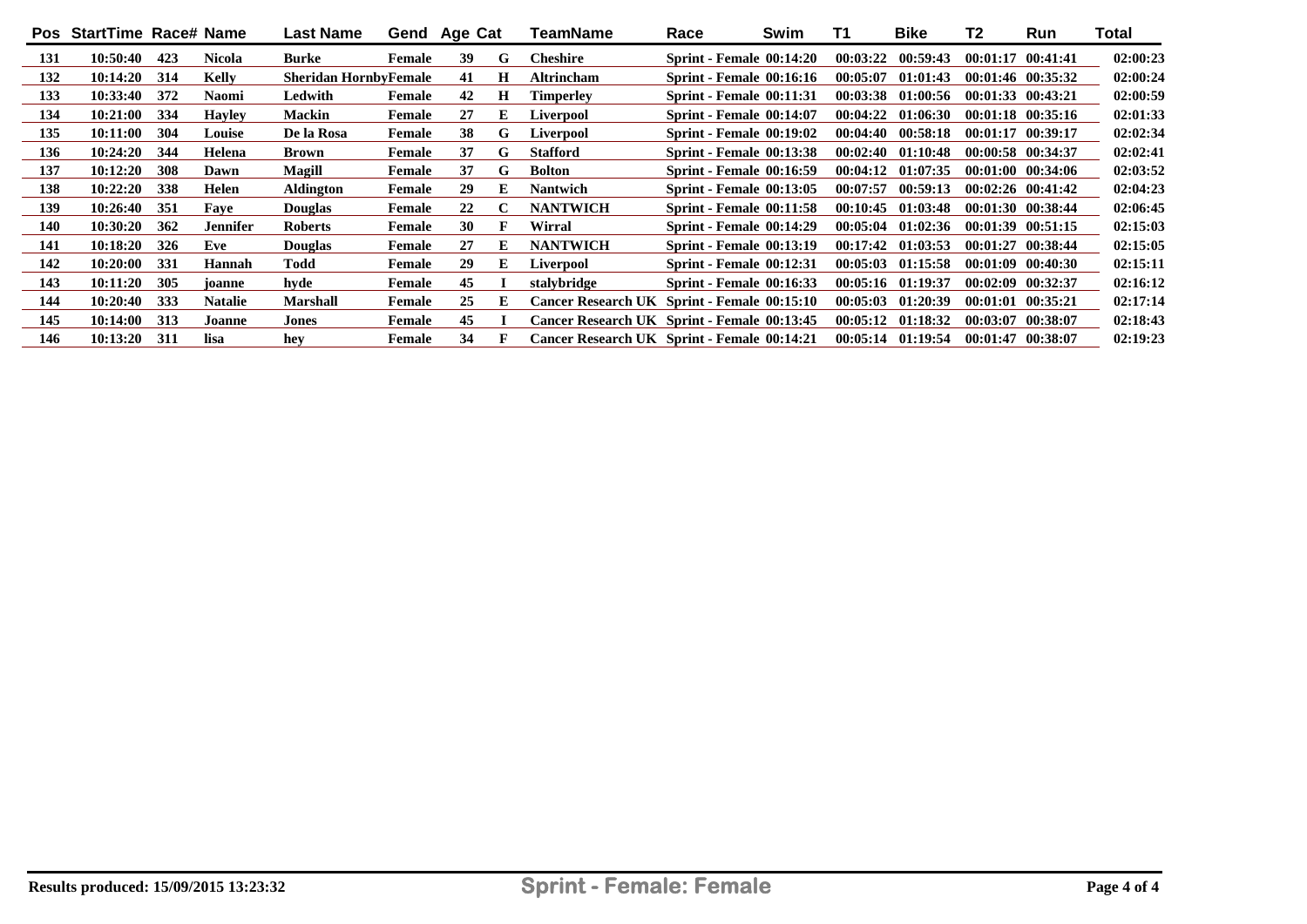| Pos | StartTime | Race# | Name | Last Name | Gend | Age | Cat | TeamName | Race | Swim | T1 | Bike | T2 | Run | Total |
|---|---|---|---|---|---|---|---|---|---|---|---|---|---|---|---|
| 131 | 10:50:40 | 423 | Nicola | Burke | Female | 39 | G | Cheshire | Sprint - Female | 00:14:20 | 00:03:22 | 00:59:43 | 00:01:17 | 00:41:41 | 02:00:23 |
| 132 | 10:14:20 | 314 | Kelly | Sheridan Hornby | Female | 41 | H | Altrincham | Sprint - Female | 00:16:16 | 00:05:07 | 01:01:43 | 00:01:46 | 00:35:32 | 02:00:24 |
| 133 | 10:33:40 | 372 | Naomi | Ledwith | Female | 42 | H | Timperley | Sprint - Female | 00:11:31 | 00:03:38 | 01:00:56 | 00:01:33 | 00:43:21 | 02:00:59 |
| 134 | 10:21:00 | 334 | Hayley | Mackin | Female | 27 | E | Liverpool | Sprint - Female | 00:14:07 | 00:04:22 | 01:06:30 | 00:01:18 | 00:35:16 | 02:01:33 |
| 135 | 10:11:00 | 304 | Louise | De la Rosa | Female | 38 | G | Liverpool | Sprint - Female | 00:19:02 | 00:04:40 | 00:58:18 | 00:01:17 | 00:39:17 | 02:02:34 |
| 136 | 10:24:20 | 344 | Helena | Brown | Female | 37 | G | Stafford | Sprint - Female | 00:13:38 | 00:02:40 | 01:10:48 | 00:00:58 | 00:34:37 | 02:02:41 |
| 137 | 10:12:20 | 308 | Dawn | Magill | Female | 37 | G | Bolton | Sprint - Female | 00:16:59 | 00:04:12 | 01:07:35 | 00:01:00 | 00:34:06 | 02:03:52 |
| 138 | 10:22:20 | 338 | Helen | Aldington | Female | 29 | E | Nantwich | Sprint - Female | 00:13:05 | 00:07:57 | 00:59:13 | 00:02:26 | 00:41:42 | 02:04:23 |
| 139 | 10:26:40 | 351 | Faye | Douglas | Female | 22 | C | NANTWICH | Sprint - Female | 00:11:58 | 00:10:45 | 01:03:48 | 00:01:30 | 00:38:44 | 02:06:45 |
| 140 | 10:30:20 | 362 | Jennifer | Roberts | Female | 30 | F | Wirral | Sprint - Female | 00:14:29 | 00:05:04 | 01:02:36 | 00:01:39 | 00:51:15 | 02:15:03 |
| 141 | 10:18:20 | 326 | Eve | Douglas | Female | 27 | E | NANTWICH | Sprint - Female | 00:13:19 | 00:17:42 | 01:03:53 | 00:01:27 | 00:38:44 | 02:15:05 |
| 142 | 10:20:00 | 331 | Hannah | Todd | Female | 29 | E | Liverpool | Sprint - Female | 00:12:31 | 00:05:03 | 01:15:58 | 00:01:09 | 00:40:30 | 02:15:11 |
| 143 | 10:11:20 | 305 | joanne | hyde | Female | 45 | I | stalybridge | Sprint - Female | 00:16:33 | 00:05:16 | 01:19:37 | 00:02:09 | 00:32:37 | 02:16:12 |
| 144 | 10:20:40 | 333 | Natalie | Marshall | Female | 25 | E | Cancer Research UK | Sprint - Female | 00:15:10 | 00:05:03 | 01:20:39 | 00:01:01 | 00:35:21 | 02:17:14 |
| 145 | 10:14:00 | 313 | Joanne | Jones | Female | 45 | I | Cancer Research UK | Sprint - Female | 00:13:45 | 00:05:12 | 01:18:32 | 00:03:07 | 00:38:07 | 02:18:43 |
| 146 | 10:13:20 | 311 | lisa | hey | Female | 34 | F | Cancer Research UK | Sprint - Female | 00:14:21 | 00:05:14 | 01:19:54 | 00:01:47 | 00:38:07 | 02:19:23 |

Results produced: 15/09/2015 13:23:32

**Sprint - Female: Female**